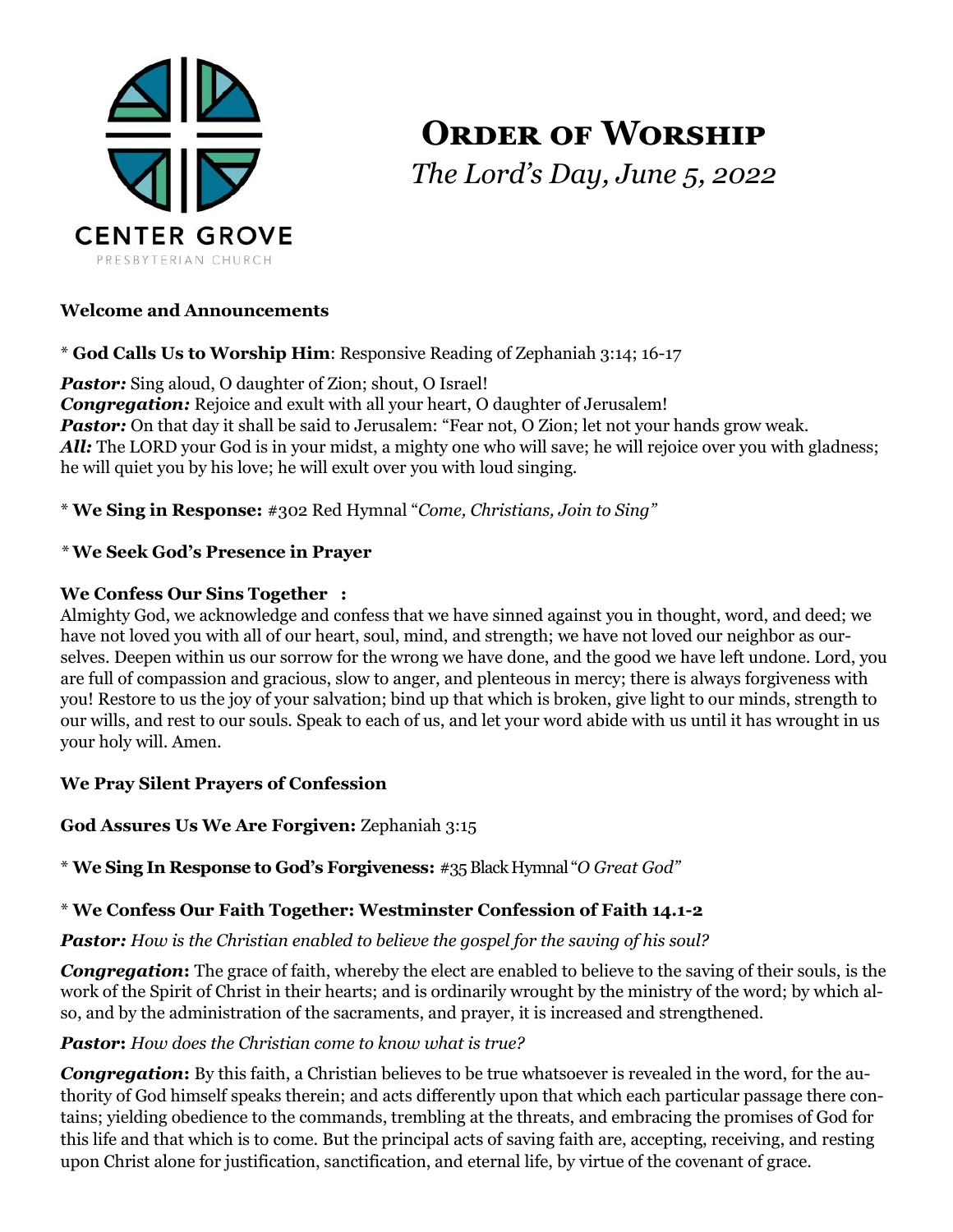CENTER GROVE

PRESBYTERIAN CHURCH

# Order of Worship

*The Lord's Day, June 5, 2022*

**Welcome and Announcements**

\* **God Calls Us to Worship Him**: Responsive Reading of Zephaniah 3:14; 16-17

***Pastor:*** Sing aloud, O daughter of Zion; shout, O Israel!
***Congregation:*** Rejoice and exult with all your heart, O daughter of Jerusalem!
***Pastor:*** On that day it shall be said to Jerusalem: "Fear not, O Zion; let not your hands grow weak.
***All:*** The LORD your God is in your midst, a mighty one who will save; he will rejoice over you with gladness; he will quiet you by his love; he will exult over you with loud singing.

\* **We Sing in Response:** #302 Red Hymnal "*Come, Christians, Join to Sing"*

\* **We Seek God's Presence in Prayer**

**We Confess Our Sins Together :**
Almighty God, we acknowledge and confess that we have sinned against you in thought, word, and deed; we have not loved you with all of our heart, soul, mind, and strength; we have not loved our neighbor as ourselves. Deepen within us our sorrow for the wrong we have done, and the good we have left undone. Lord, you are full of compassion and gracious, slow to anger, and plenteous in mercy; there is always forgiveness with you! Restore to us the joy of your salvation; bind up that which is broken, give light to our minds, strength to our wills, and rest to our souls. Speak to each of us, and let your word abide with us until it has wrought in us your holy will. Amen.

**We Pray Silent Prayers of Confession**

**God Assures Us We Are Forgiven:** Zephaniah 3:15

\* **We Sing In Response to God's Forgiveness:** #35 Black Hymnal "*O Great God"*

\* **We Confess Our Faith Together: Westminster Confession of Faith 14.1-2**

***Pastor:*** *How is the Christian enabled to believe the gospel for the saving of his soul?*

***Congregation*:** The grace of faith, whereby the elect are enabled to believe to the saving of their souls, is the work of the Spirit of Christ in their hearts; and is ordinarily wrought by the ministry of the word; by which also, and by the administration of the sacraments, and prayer, it is increased and strengthened.

***Pastor*:** *How does the Christian come to know what is true?*

***Congregation*:** By this faith, a Christian believes to be true whatsoever is revealed in the word, for the authority of God himself speaks therein; and acts differently upon that which each particular passage there contains; yielding obedience to the commands, trembling at the threats, and embracing the promises of God for this life and that which is to come. But the principal acts of saving faith are, accepting, receiving, and resting upon Christ alone for justification, sanctification, and eternal life, by virtue of the covenant of grace.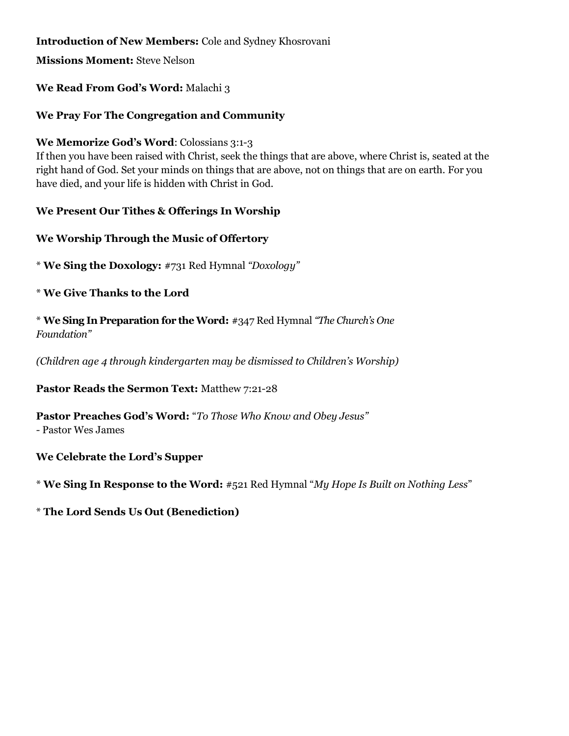**Introduction of New Members:** Cole and Sydney Khosrovani

**Missions Moment:** Steve Nelson

**We Read From God's Word:** Malachi 3

**We Pray For The Congregation and Community**

**We Memorize God's Word**: Colossians 3:1-3
If then you have been raised with Christ, seek the things that are above, where Christ is, seated at the right hand of God. Set your minds on things that are above, not on things that are on earth. For you have died, and your life is hidden with Christ in God.

**We Present Our Tithes & Offerings In Worship**

**We Worship Through the Music of Offertory**

\* **We Sing the Doxology:** #731 Red Hymnal *"Doxology"*

\* **We Give Thanks to the Lord**

\* **We Sing In Preparation for the Word:** #347 Red Hymnal *"The Church's One Foundation"*

*(Children age 4 through kindergarten may be dismissed to Children's Worship)*

**Pastor Reads the Sermon Text:** Matthew 7:21-28

**Pastor Preaches God's Word:** "*To Those Who Know and Obey Jesus"*
\- Pastor Wes James

**We Celebrate the Lord's Supper**

\* **We Sing In Response to the Word:** #521 Red Hymnal "*My Hope Is Built on Nothing Less*"

\* **The Lord Sends Us Out (Benediction)**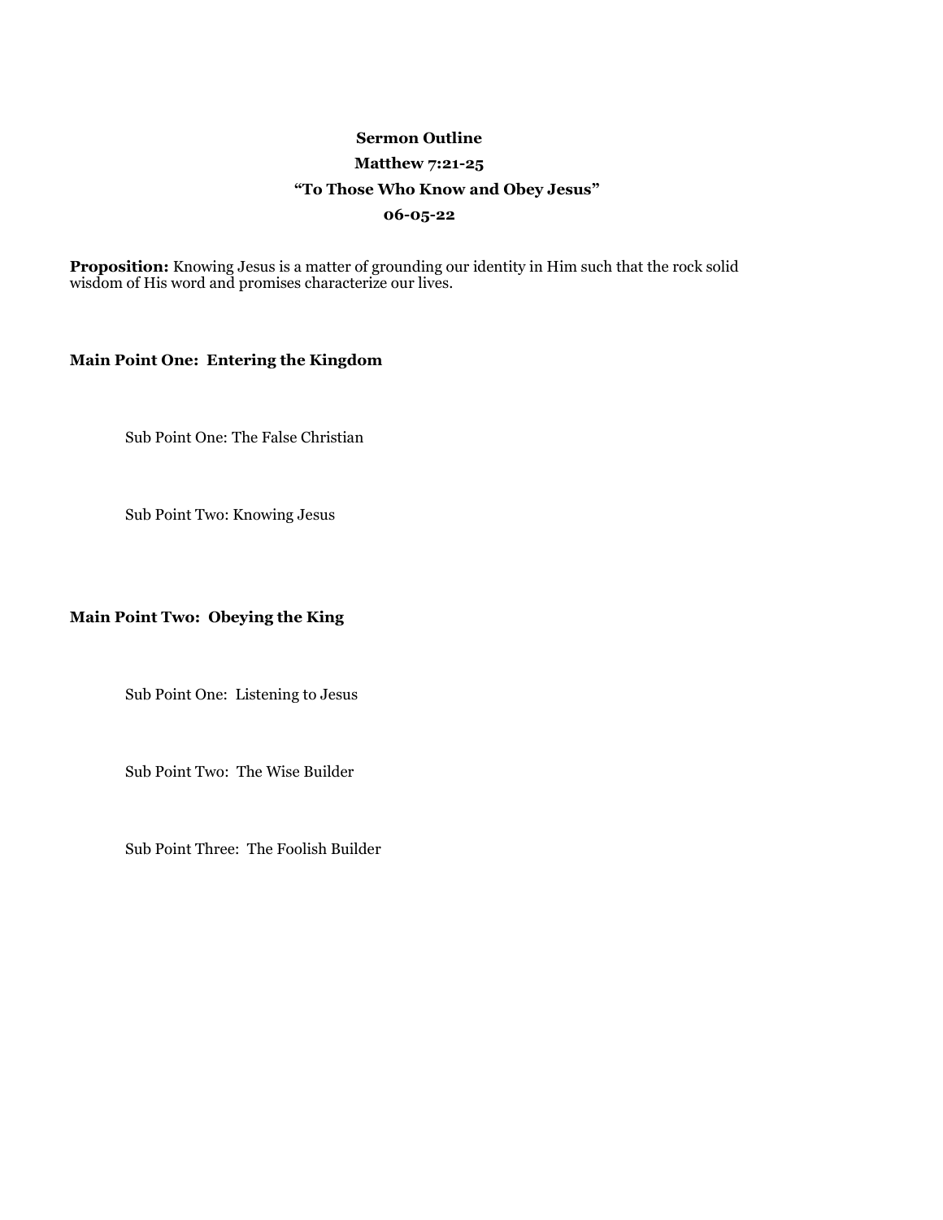**Sermon Outline**

**Matthew 7:21-25**

**"To Those Who Know and Obey Jesus"**

**06-05-22**

**Proposition:** Knowing Jesus is a matter of grounding our identity in Him such that the rock solid wisdom of His word and promises characterize our lives.

**Main Point One: Entering the Kingdom**

Sub Point One: The False Christian

Sub Point Two: Knowing Jesus

**Main Point Two: Obeying the King**

Sub Point One: Listening to Jesus

Sub Point Two: The Wise Builder

Sub Point Three: The Foolish Builder